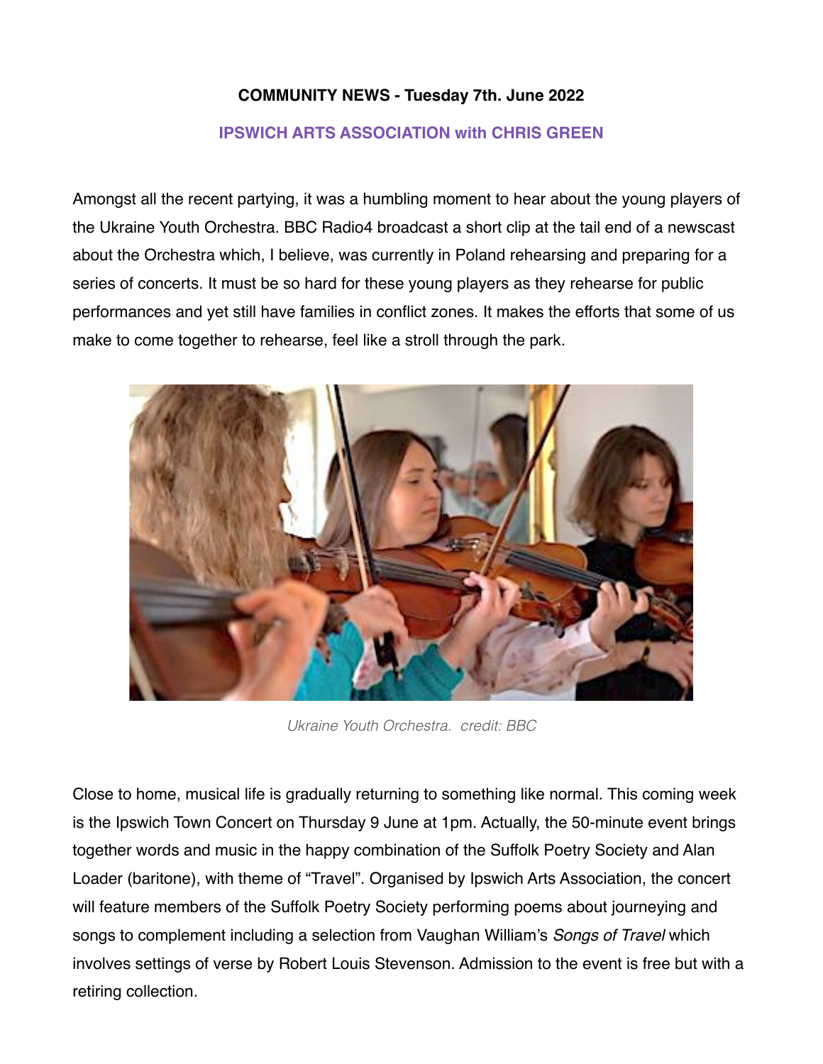**COMMUNITY NEWS - Tuesday 7th. June 2022**

**IPSWICH ARTS ASSOCIATION with CHRIS GREEN**

Amongst all the recent partying, it was a humbling moment to hear about the young players of the Ukraine Youth Orchestra. BBC Radio4 broadcast a short clip at the tail end of a newscast about the Orchestra which, I believe, was currently in Poland rehearsing and preparing for a series of concerts. It must be so hard for these young players as they rehearse for public performances and yet still have families in conflict zones. It makes the efforts that some of us make to come together to rehearse, feel like a stroll through the park.

*Ukraine Youth Orchestra. credit: BBC*

Close to home, musical life is gradually returning to something like normal. This coming week is the Ipswich Town Concert on Thursday 9 June at 1pm. Actually, the 50-minute event brings together words and music in the happy combination of the Suffolk Poetry Society and Alan Loader (baritone), with theme of "Travel". Organised by Ipswich Arts Association, the concert will feature members of the Suffolk Poetry Society performing poems about journeying and songs to complement including a selection from Vaughan William's *Songs of Travel* which involves settings of verse by Robert Louis Stevenson. Admission to the event is free but with a retiring collection.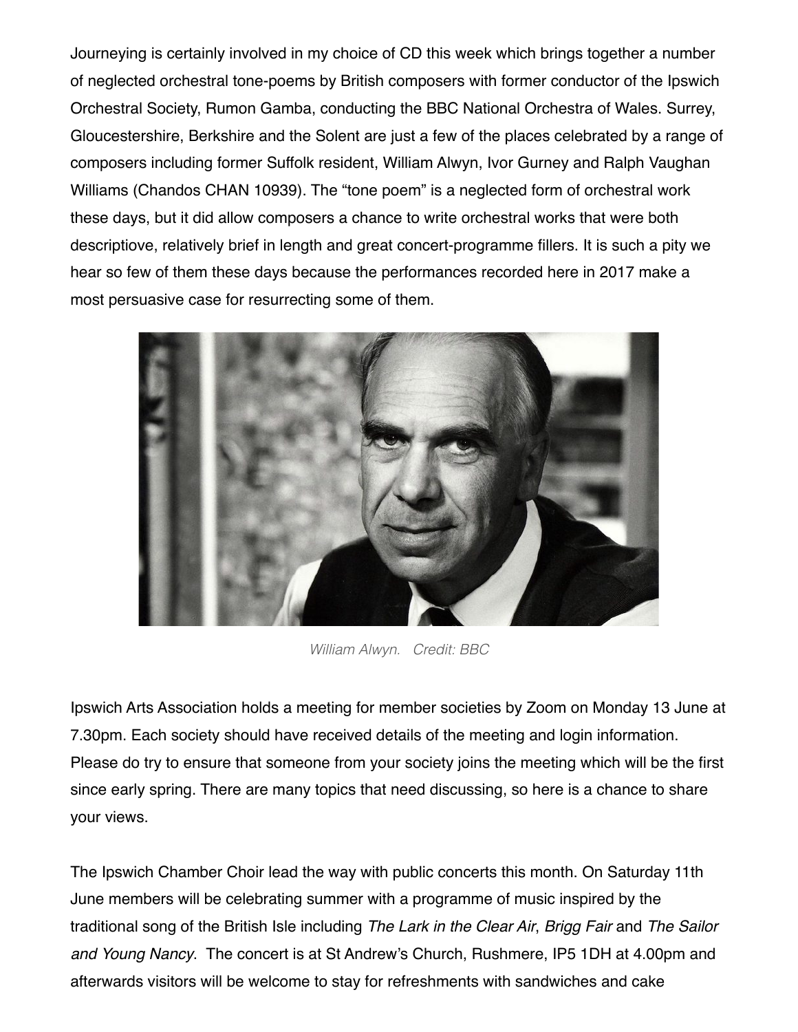Journeying is certainly involved in my choice of CD this week which brings together a number of neglected orchestral tone-poems by British composers with former conductor of the Ipswich Orchestral Society, Rumon Gamba, conducting the BBC National Orchestra of Wales. Surrey, Gloucestershire, Berkshire and the Solent are just a few of the places celebrated by a range of composers including former Suffolk resident, William Alwyn, Ivor Gurney and Ralph Vaughan Williams (Chandos CHAN 10939). The "tone poem" is a neglected form of orchestral work these days, but it did allow composers a chance to write orchestral works that were both descriptiove, relatively brief in length and great concert-programme fillers. It is such a pity we hear so few of them these days because the performances recorded here in 2017 make a most persuasive case for resurrecting some of them.

*William Alwyn. Credit: BBC*

Ipswich Arts Association holds a meeting for member societies by Zoom on Monday 13 June at 7.30pm. Each society should have received details of the meeting and login information. Please do try to ensure that someone from your society joins the meeting which will be the first since early spring. There are many topics that need discussing, so here is a chance to share your views.

The Ipswich Chamber Choir lead the way with public concerts this month. On Saturday 11th June members will be celebrating summer with a programme of music inspired by the traditional song of the British Isle including *The Lark in the Clear Air*, *Brigg Fair* and *The Sailor and Young Nancy*. The concert is at St Andrew's Church, Rushmere, IP5 1DH at 4.00pm and afterwards visitors will be welcome to stay for refreshments with sandwiches and cake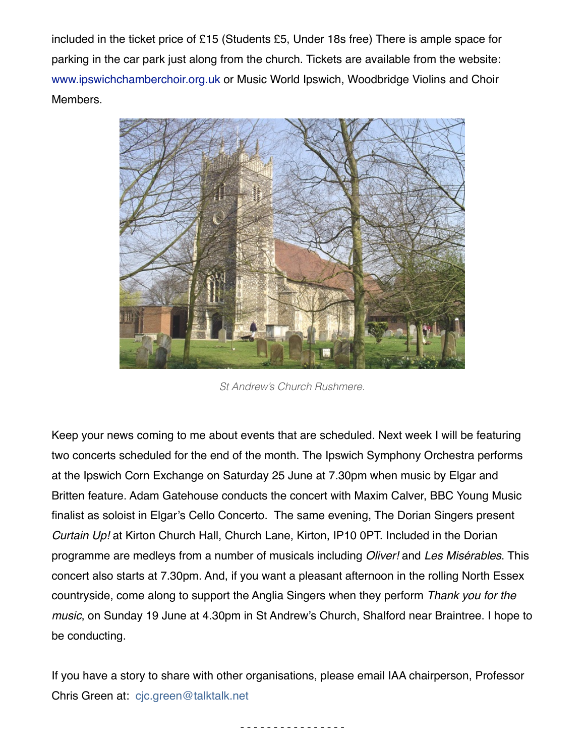included in the ticket price of £15 (Students £5, Under 18s free) There is ample space for parking in the car park just along from the church. Tickets are available from the website: www.ipswichchamberchoir.org.uk or Music World Ipswich, Woodbridge Violins and Choir Members.

*St Andrew's Church Rushmere.*

Keep your news coming to me about events that are scheduled. Next week I will be featuring two concerts scheduled for the end of the month. The Ipswich Symphony Orchestra performs at the Ipswich Corn Exchange on Saturday 25 June at 7.30pm when music by Elgar and Britten feature. Adam Gatehouse conducts the concert with Maxim Calver, BBC Young Music finalist as soloist in Elgar's Cello Concerto. The same evening, The Dorian Singers present *Curtain Up!* at Kirton Church Hall, Church Lane, Kirton, IP10 0PT. Included in the Dorian programme are medleys from a number of musicals including *Oliver!* and *Les Misérables*. This concert also starts at 7.30pm. And, if you want a pleasant afternoon in the rolling North Essex countryside, come along to support the Anglia Singers when they perform *Thank you for the music*, on Sunday 19 June at 4.30pm in St Andrew's Church, Shalford near Braintree. I hope to be conducting.

If you have a story to share with other organisations, please email IAA chairperson, Professor Chris Green at: cjc.green@talktalk.net

\- - - - - - - - - - - - - - - -